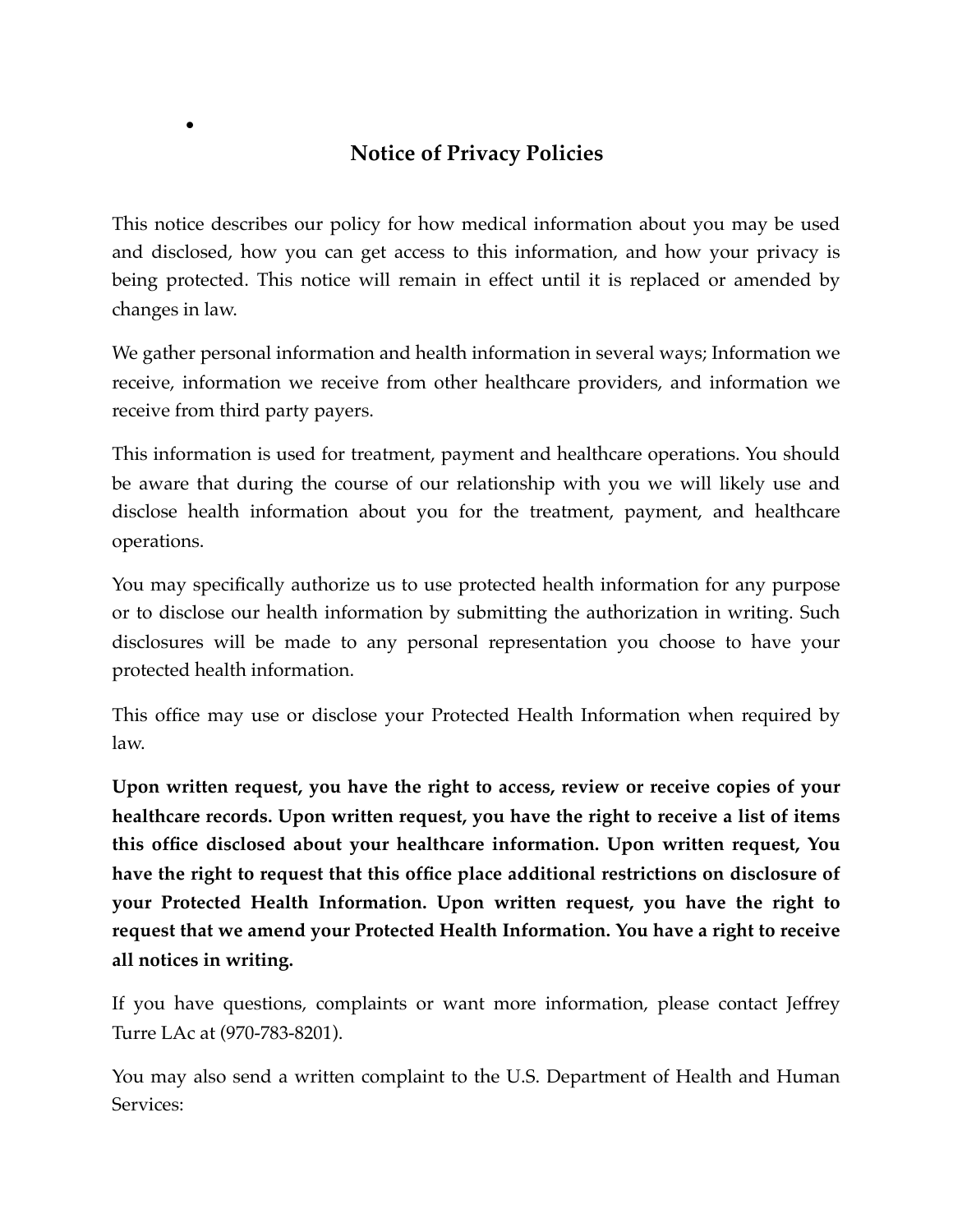# Notice of Privacy Policies

This notice describes our policy for how medical information about you may be used and disclosed, how you can get access to this information, and how your privacy is being protected. This notice will remain in effect until it is replaced or amended by changes in law.

We gather personal information and health information in several ways; Information we receive, information we receive from other healthcare providers, and information we receive from third party payers.

This information is used for treatment, payment and healthcare operations. You should be aware that during the course of our relationship with you we will likely use and disclose health information about you for the treatment, payment, and healthcare operations.

You may specifically authorize us to use protected health information for any purpose or to disclose our health information by submitting the authorization in writing. Such disclosures will be made to any personal representation you choose to have your protected health information.

This office may use or disclose your Protected Health Information when required by law.

**Upon written request, you have the right to access, review or receive copies of your healthcare records. Upon written request, you have the right to receive a list of items this office disclosed about your healthcare information. Upon written request, You have the right to request that this office place additional restrictions on disclosure of your Protected Health Information. Upon written request, you have the right to request that we amend your Protected Health Information. You have a right to receive all notices in writing.**

If you have questions, complaints or want more information, please contact Jeffrey Turre LAc at (970-783-8201).

You may also send a written complaint to the U.S. Department of Health and Human Services: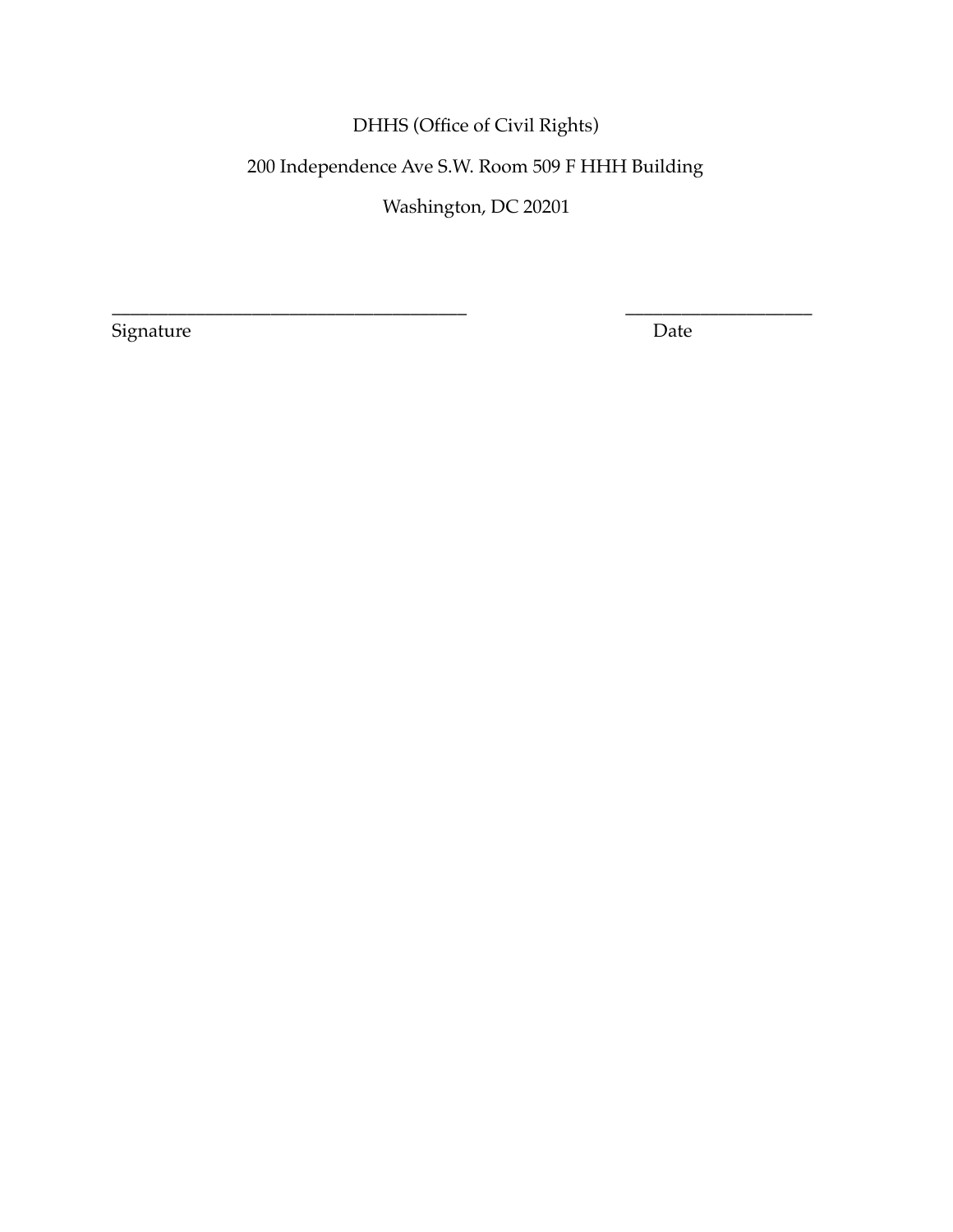DHHS (Office of Civil Rights)

200 Independence Ave S.W. Room 509 F HHH Building

Washington, DC 20201

_______________________________________ ____________________

Signature Date